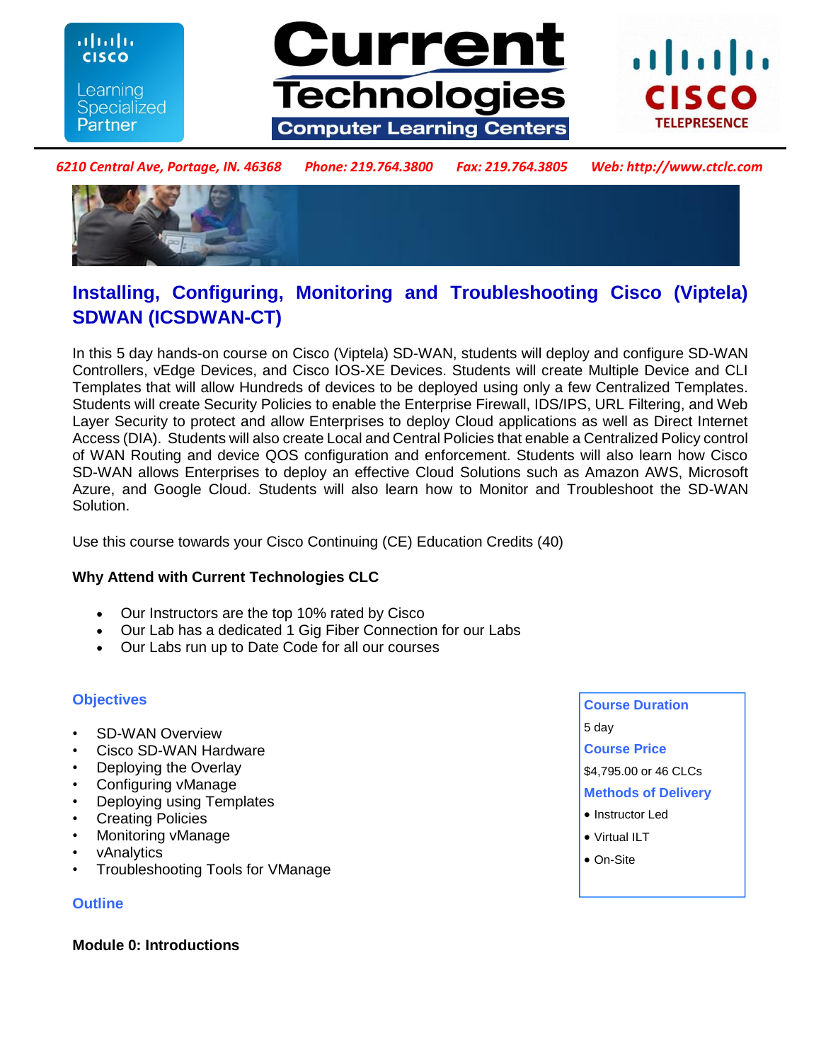Current Technologies
Computer Learning Centers

*6210 Central Ave, Portage, IN. 46368 Phone: 219.764.3800 Fax: 219.764.3805 Web: http://www.ctclc.com*

# Installing, Configuring, Monitoring and Troubleshooting Cisco (Viptela) SDWAN (ICSDWAN-CT)

In this 5 day hands-on course on Cisco (Viptela) SD-WAN, students will deploy and configure SD-WAN Controllers, vEdge Devices, and Cisco IOS-XE Devices. Students will create Multiple Device and CLI Templates that will allow Hundreds of devices to be deployed using only a few Centralized Templates. Students will create Security Policies to enable the Enterprise Firewall, IDS/IPS, URL Filtering, and Web Layer Security to protect and allow Enterprises to deploy Cloud applications as well as Direct Internet Access (DIA). Students will also create Local and Central Policies that enable a Centralized Policy control of WAN Routing and device QOS configuration and enforcement. Students will also learn how Cisco SD-WAN allows Enterprises to deploy an effective Cloud Solutions such as Amazon AWS, Microsoft Azure, and Google Cloud. Students will also learn how to Monitor and Troubleshoot the SD-WAN Solution.

Use this course towards your Cisco Continuing (CE) Education Credits (40)

**Why Attend with Current Technologies CLC**

- Our Instructors are the top 10% rated by Cisco
- Our Lab has a dedicated 1 Gig Fiber Connection for our Labs
- Our Labs run up to Date Code for all our courses

## Objectives

- SD-WAN Overview
- Cisco SD-WAN Hardware
- Deploying the Overlay
- Configuring vManage
- Deploying using Templates
- Creating Policies
- Monitoring vManage
- vAnalytics
- Troubleshooting Tools for VManage

**Course Duration**

5 day

**Course Price**

$4,795.00 or 46 CLCs

**Methods of Delivery**

- Instructor Led
- Virtual ILT
- On-Site

## Outline

**Module 0: Introductions**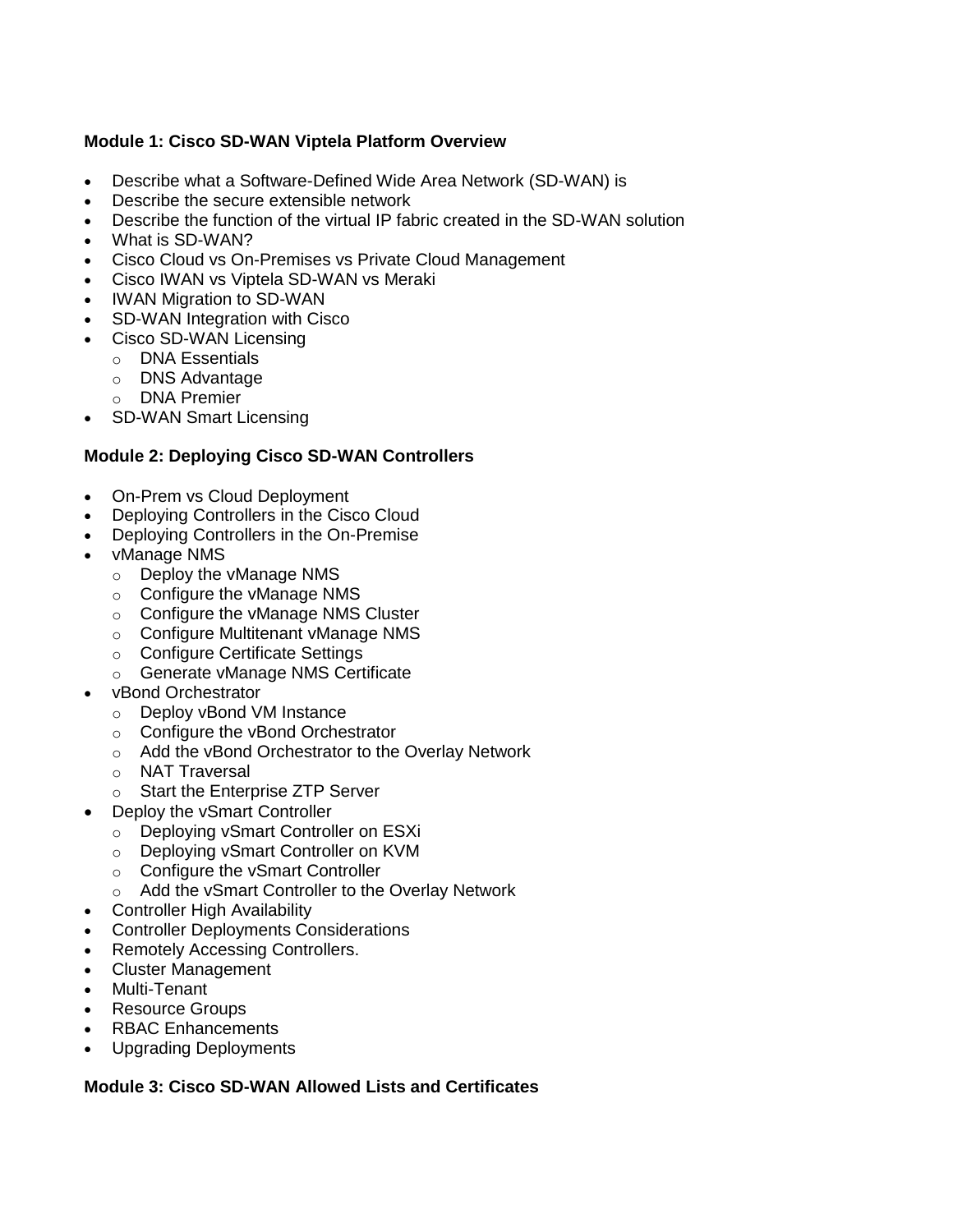**Module 1: Cisco SD-WAN Viptela Platform Overview**

- Describe what a Software-Defined Wide Area Network (SD-WAN) is
- Describe the secure extensible network
- Describe the function of the virtual IP fabric created in the SD-WAN solution
- What is SD-WAN?
- Cisco Cloud vs On-Premises vs Private Cloud Management
- Cisco IWAN vs Viptela SD-WAN vs Meraki
- IWAN Migration to SD-WAN
- SD-WAN Integration with Cisco
- Cisco SD-WAN Licensing
  - DNA Essentials
  - DNS Advantage
  - DNA Premier
- SD-WAN Smart Licensing

**Module 2: Deploying Cisco SD-WAN Controllers**

- On-Prem vs Cloud Deployment
- Deploying Controllers in the Cisco Cloud
- Deploying Controllers in the On-Premise
- vManage NMS
  - Deploy the vManage NMS
  - Configure the vManage NMS
  - Configure the vManage NMS Cluster
  - Configure Multitenant vManage NMS
  - Configure Certificate Settings
  - Generate vManage NMS Certificate
- vBond Orchestrator
  - Deploy vBond VM Instance
  - Configure the vBond Orchestrator
  - Add the vBond Orchestrator to the Overlay Network
  - NAT Traversal
  - Start the Enterprise ZTP Server
- Deploy the vSmart Controller
  - Deploying vSmart Controller on ESXi
  - Deploying vSmart Controller on KVM
  - Configure the vSmart Controller
  - Add the vSmart Controller to the Overlay Network
- Controller High Availability
- Controller Deployments Considerations
- Remotely Accessing Controllers.
- Cluster Management
- Multi-Tenant
- Resource Groups
- RBAC Enhancements
- Upgrading Deployments

**Module 3: Cisco SD-WAN Allowed Lists and Certificates**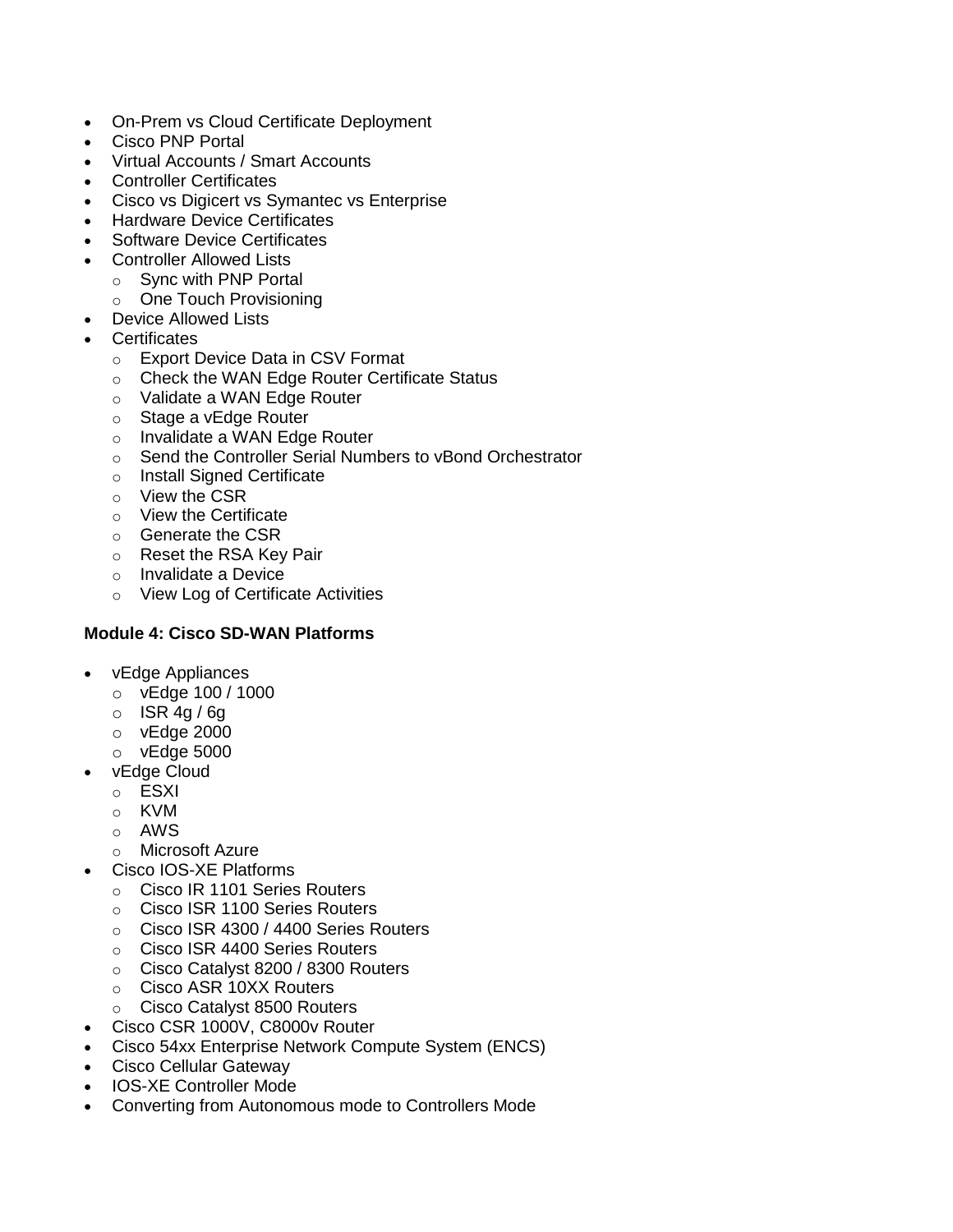- On-Prem vs Cloud Certificate Deployment
- Cisco PNP Portal
- Virtual Accounts / Smart Accounts
- Controller Certificates
- Cisco vs Digicert vs Symantec vs Enterprise
- Hardware Device Certificates
- Software Device Certificates
- Controller Allowed Lists
  - Sync with PNP Portal
  - One Touch Provisioning
- Device Allowed Lists
- Certificates
  - Export Device Data in CSV Format
  - Check the WAN Edge Router Certificate Status
  - Validate a WAN Edge Router
  - Stage a vEdge Router
  - Invalidate a WAN Edge Router
  - Send the Controller Serial Numbers to vBond Orchestrator
  - Install Signed Certificate
  - View the CSR
  - View the Certificate
  - Generate the CSR
  - Reset the RSA Key Pair
  - Invalidate a Device
  - View Log of Certificate Activities

**Module 4: Cisco SD-WAN Platforms**

- vEdge Appliances
  - vEdge 100 / 1000
  - ISR 4g / 6g
  - vEdge 2000
  - vEdge 5000
- vEdge Cloud
  - ESXI
  - KVM
  - AWS
  - Microsoft Azure
- Cisco IOS-XE Platforms
  - Cisco IR 1101 Series Routers
  - Cisco ISR 1100 Series Routers
  - Cisco ISR 4300 / 4400 Series Routers
  - Cisco ISR 4400 Series Routers
  - Cisco Catalyst 8200 / 8300 Routers
  - Cisco ASR 10XX Routers
  - Cisco Catalyst 8500 Routers
- Cisco CSR 1000V, C8000v Router
- Cisco 54xx Enterprise Network Compute System (ENCS)
- Cisco Cellular Gateway
- IOS-XE Controller Mode
- Converting from Autonomous mode to Controllers Mode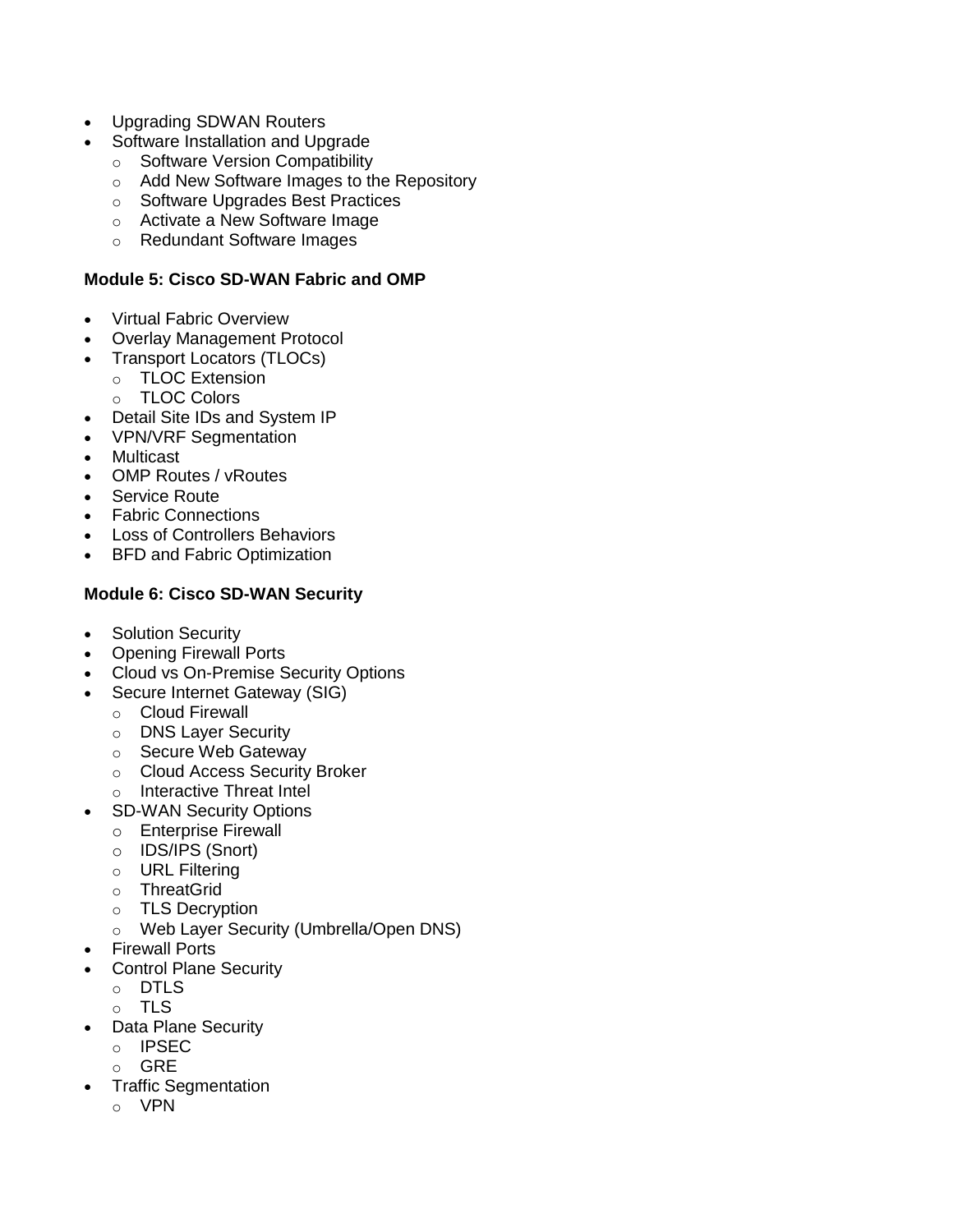- Upgrading SDWAN Routers
- Software Installation and Upgrade
  - Software Version Compatibility
  - Add New Software Images to the Repository
  - Software Upgrades Best Practices
  - Activate a New Software Image
  - Redundant Software Images

**Module 5: Cisco SD-WAN Fabric and OMP**

- Virtual Fabric Overview
- Overlay Management Protocol
- Transport Locators (TLOCs)
  - TLOC Extension
  - TLOC Colors
- Detail Site IDs and System IP
- VPN/VRF Segmentation
- Multicast
- OMP Routes / vRoutes
- Service Route
- Fabric Connections
- Loss of Controllers Behaviors
- BFD and Fabric Optimization

**Module 6: Cisco SD-WAN Security**

- Solution Security
- Opening Firewall Ports
- Cloud vs On-Premise Security Options
- Secure Internet Gateway (SIG)
  - Cloud Firewall
  - DNS Layer Security
  - Secure Web Gateway
  - Cloud Access Security Broker
  - Interactive Threat Intel
- SD-WAN Security Options
  - Enterprise Firewall
  - IDS/IPS (Snort)
  - URL Filtering
  - ThreatGrid
  - TLS Decryption
  - Web Layer Security (Umbrella/Open DNS)
- Firewall Ports
- Control Plane Security
  - DTLS
  - TLS
- Data Plane Security
  - IPSEC
  - GRE
- Traffic Segmentation
  - VPN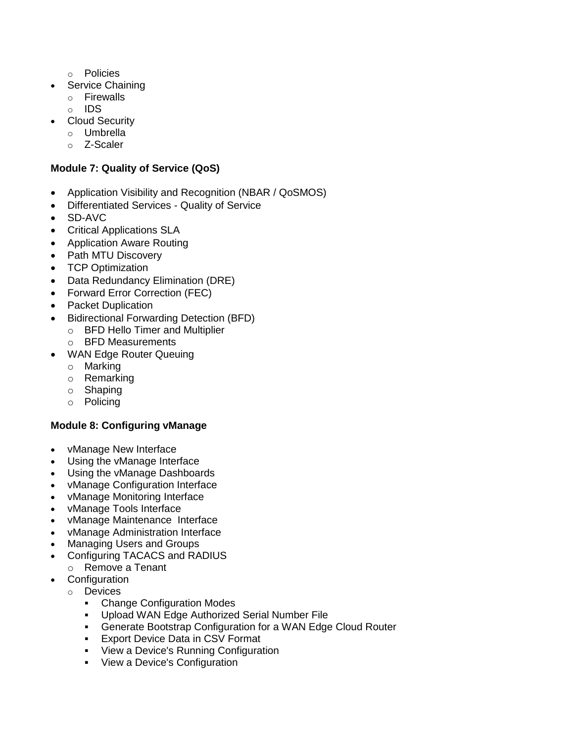- Policies
- Service Chaining
    - Firewalls
    - IDS
- Cloud Security
    - Umbrella
    - Z-Scaler

**Module 7: Quality of Service (QoS)**

- Application Visibility and Recognition (NBAR / QoSMOS)
- Differentiated Services - Quality of Service
- SD-AVC
- Critical Applications SLA
- Application Aware Routing
- Path MTU Discovery
- TCP Optimization
- Data Redundancy Elimination (DRE)
- Forward Error Correction (FEC)
- Packet Duplication
- Bidirectional Forwarding Detection (BFD)
    - BFD Hello Timer and Multiplier
    - BFD Measurements
- WAN Edge Router Queuing
    - Marking
    - Remarking
    - Shaping
    - Policing

**Module 8: Configuring vManage**

- vManage New Interface
- Using the vManage Interface
- Using the vManage Dashboards
- vManage Configuration Interface
- vManage Monitoring Interface
- vManage Tools Interface
- vManage Maintenance Interface
- vManage Administration Interface
- Managing Users and Groups
- Configuring TACACS and RADIUS
    - Remove a Tenant
- Configuration
    - Devices
        - Change Configuration Modes
        - Upload WAN Edge Authorized Serial Number File
        - Generate Bootstrap Configuration for a WAN Edge Cloud Router
        - Export Device Data in CSV Format
        - View a Device's Running Configuration
        - View a Device's Configuration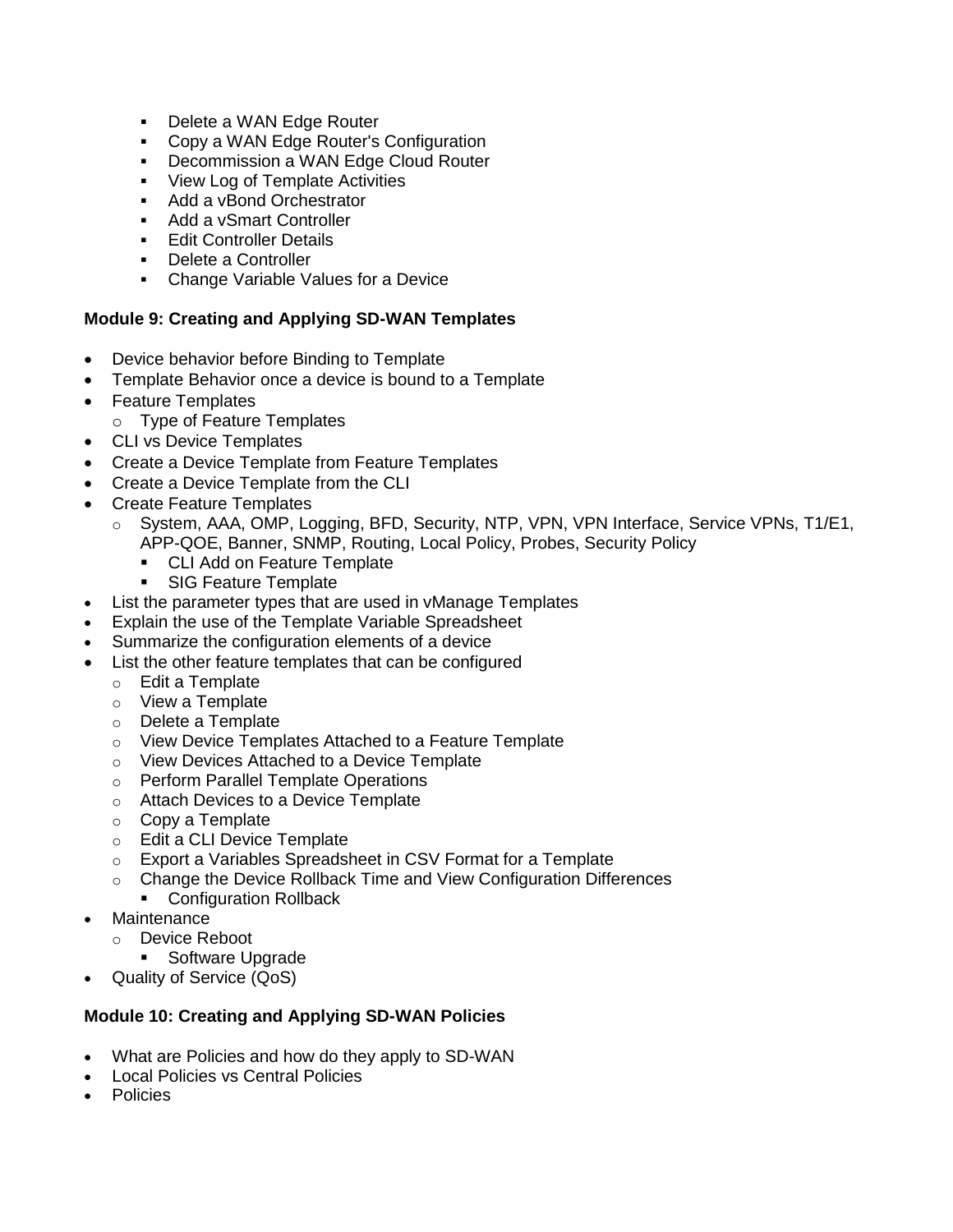- Delete a WAN Edge Router
        - Copy a WAN Edge Router's Configuration
        - Decommission a WAN Edge Cloud Router
        - View Log of Template Activities
        - Add a vBond Orchestrator
        - Add a vSmart Controller
        - Edit Controller Details
        - Delete a Controller
        - Change Variable Values for a Device

**Module 9: Creating and Applying SD-WAN Templates**

- Device behavior before Binding to Template
- Template Behavior once a device is bound to a Template
- Feature Templates
    - Type of Feature Templates
- CLI vs Device Templates
- Create a Device Template from Feature Templates
- Create a Device Template from the CLI
- Create Feature Templates
    - System, AAA, OMP, Logging, BFD, Security, NTP, VPN, VPN Interface, Service VPNs, T1/E1, APP-QOE, Banner, SNMP, Routing, Local Policy, Probes, Security Policy
        - CLI Add on Feature Template
        - SIG Feature Template
- List the parameter types that are used in vManage Templates
- Explain the use of the Template Variable Spreadsheet
- Summarize the configuration elements of a device
- List the other feature templates that can be configured
    - Edit a Template
    - View a Template
    - Delete a Template
    - View Device Templates Attached to a Feature Template
    - View Devices Attached to a Device Template
    - Perform Parallel Template Operations
    - Attach Devices to a Device Template
    - Copy a Template
    - Edit a CLI Device Template
    - Export a Variables Spreadsheet in CSV Format for a Template
    - Change the Device Rollback Time and View Configuration Differences
        - Configuration Rollback
- Maintenance
    - Device Reboot
        - Software Upgrade
- Quality of Service (QoS)

**Module 10: Creating and Applying SD-WAN Policies**

- What are Policies and how do they apply to SD-WAN
- Local Policies vs Central Policies
- Policies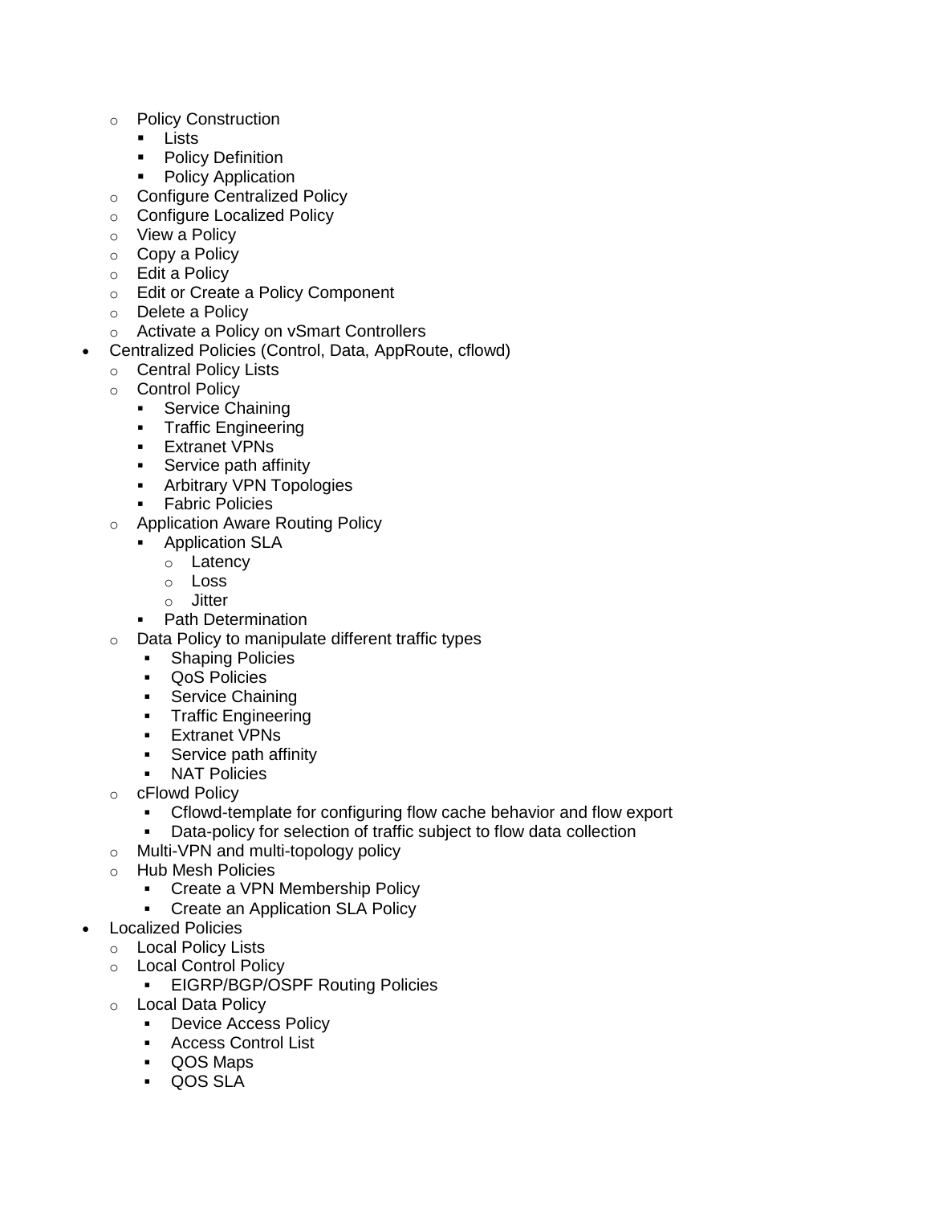- Policy Construction
    - Lists
    - Policy Definition
    - Policy Application
  - Configure Centralized Policy
  - Configure Localized Policy
  - View a Policy
  - Copy a Policy
  - Edit a Policy
  - Edit or Create a Policy Component
  - Delete a Policy
  - Activate a Policy on vSmart Controllers
- Centralized Policies (Control, Data, AppRoute, cflowd)
  - Central Policy Lists
  - Control Policy
    - Service Chaining
    - Traffic Engineering
    - Extranet VPNs
    - Service path affinity
    - Arbitrary VPN Topologies
    - Fabric Policies
  - Application Aware Routing Policy
    - Application SLA
      - Latency
      - Loss
      - Jitter
    - Path Determination
  - Data Policy to manipulate different traffic types
    - Shaping Policies
    - QoS Policies
    - Service Chaining
    - Traffic Engineering
    - Extranet VPNs
    - Service path affinity
    - NAT Policies
  - cFlowd Policy
    - Cflowd-template for configuring flow cache behavior and flow export
    - Data-policy for selection of traffic subject to flow data collection
  - Multi-VPN and multi-topology policy
  - Hub Mesh Policies
    - Create a VPN Membership Policy
    - Create an Application SLA Policy
- Localized Policies
  - Local Policy Lists
  - Local Control Policy
    - EIGRP/BGP/OSPF Routing Policies
  - Local Data Policy
    - Device Access Policy
    - Access Control List
    - QOS Maps
    - QOS SLA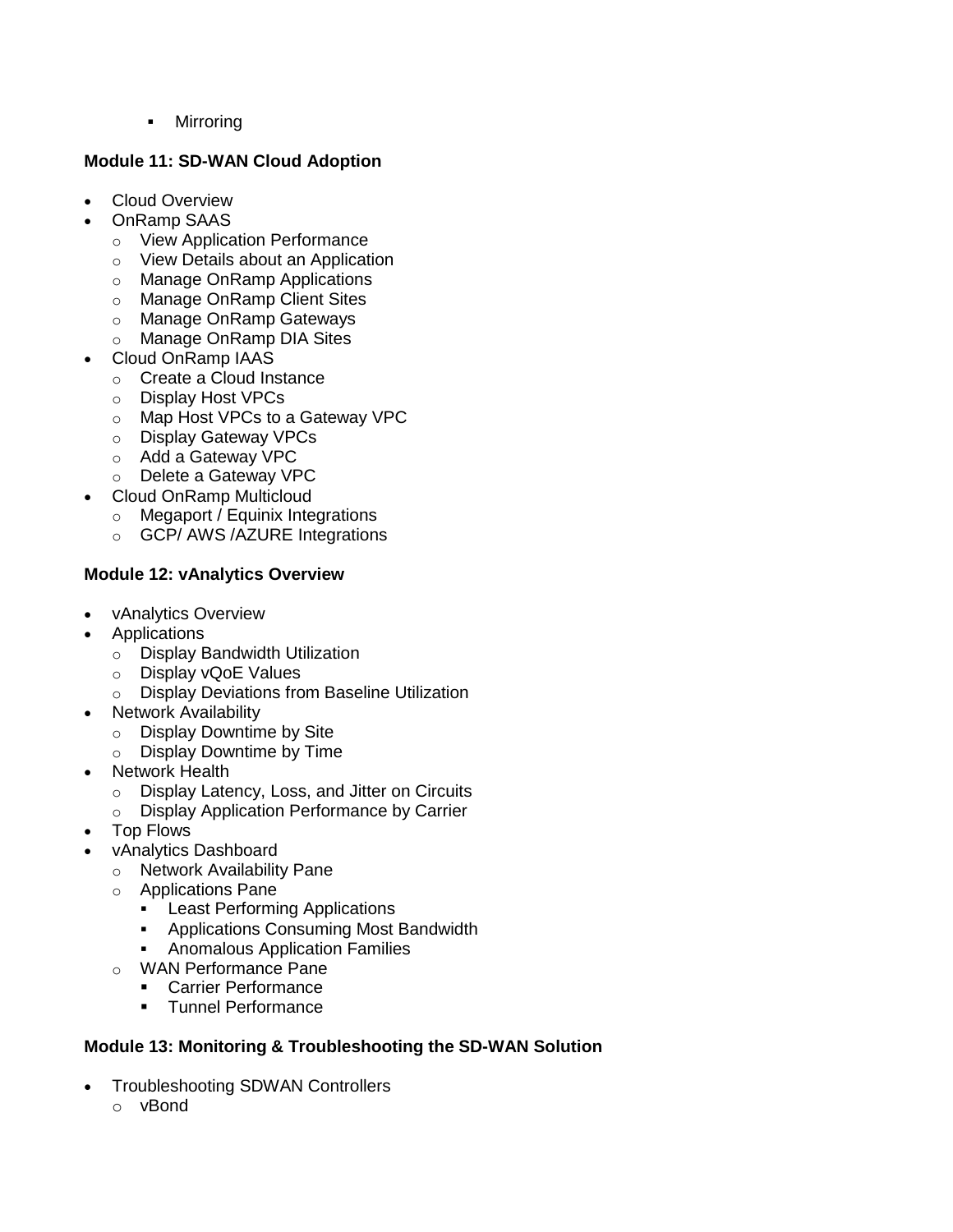- Mirroring

**Module 11: SD-WAN Cloud Adoption**

- Cloud Overview
- OnRamp SAAS
    - View Application Performance
    - View Details about an Application
    - Manage OnRamp Applications
    - Manage OnRamp Client Sites
    - Manage OnRamp Gateways
    - Manage OnRamp DIA Sites
- Cloud OnRamp IAAS
    - Create a Cloud Instance
    - Display Host VPCs
    - Map Host VPCs to a Gateway VPC
    - Display Gateway VPCs
    - Add a Gateway VPC
    - Delete a Gateway VPC
- Cloud OnRamp Multicloud
    - Megaport / Equinix Integrations
    - GCP/ AWS /AZURE Integrations

**Module 12: vAnalytics Overview**

- vAnalytics Overview
- Applications
    - Display Bandwidth Utilization
    - Display vQoE Values
    - Display Deviations from Baseline Utilization
- Network Availability
    - Display Downtime by Site
    - Display Downtime by Time
- Network Health
    - Display Latency, Loss, and Jitter on Circuits
    - Display Application Performance by Carrier
- Top Flows
- vAnalytics Dashboard
    - Network Availability Pane
    - Applications Pane
        - Least Performing Applications
        - Applications Consuming Most Bandwidth
        - Anomalous Application Families
    - WAN Performance Pane
        - Carrier Performance
        - Tunnel Performance

**Module 13: Monitoring & Troubleshooting the SD-WAN Solution**

- Troubleshooting SDWAN Controllers
    - vBond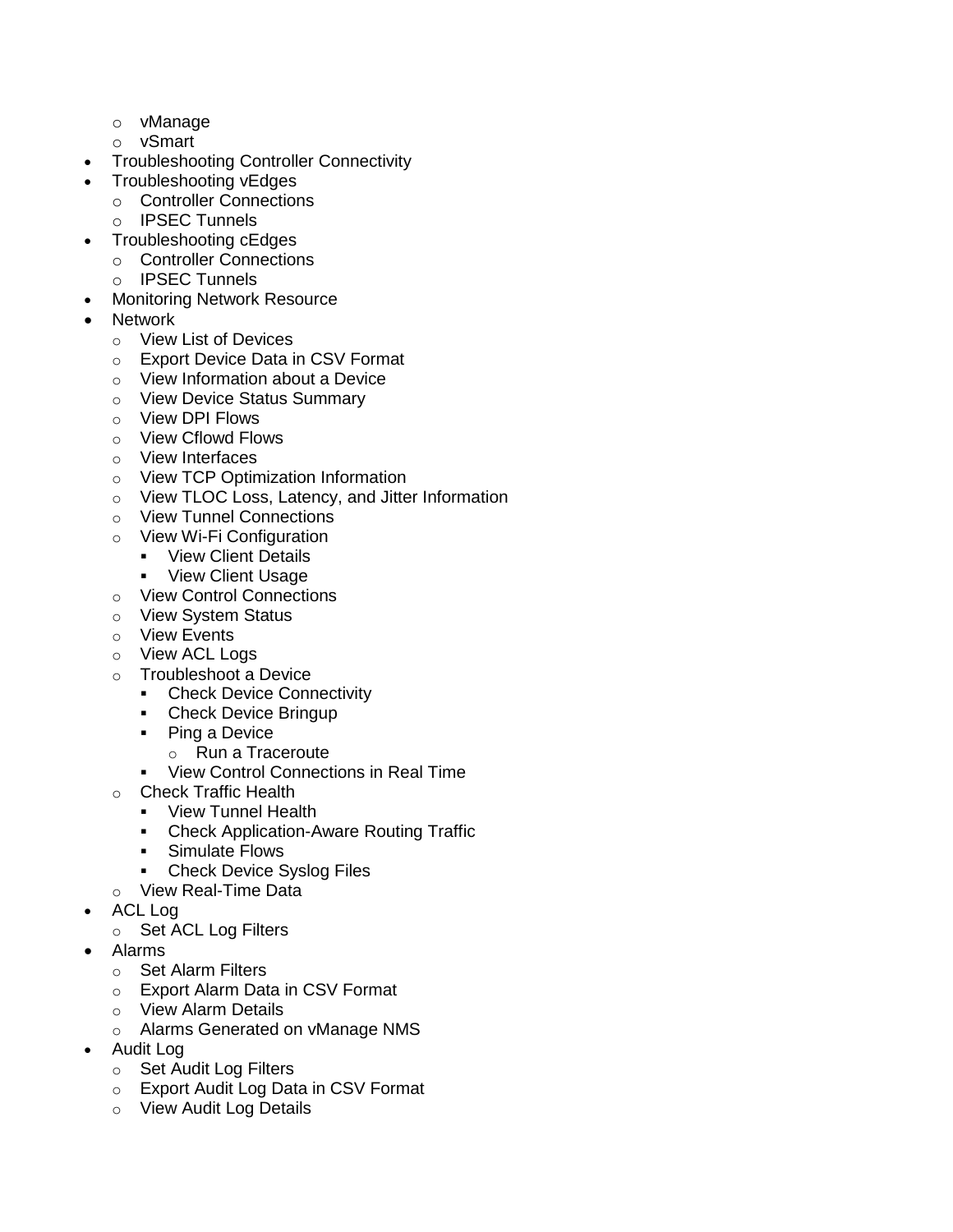- vManage
  - vSmart
- Troubleshooting Controller Connectivity
- Troubleshooting vEdges
  - Controller Connections
  - IPSEC Tunnels
- Troubleshooting cEdges
  - Controller Connections
  - IPSEC Tunnels
- Monitoring Network Resource
- Network
  - View List of Devices
  - Export Device Data in CSV Format
  - View Information about a Device
  - View Device Status Summary
  - View DPI Flows
  - View Cflowd Flows
  - View Interfaces
  - View TCP Optimization Information
  - View TLOC Loss, Latency, and Jitter Information
  - View Tunnel Connections
  - View Wi-Fi Configuration
    - View Client Details
    - View Client Usage
  - View Control Connections
  - View System Status
  - View Events
  - View ACL Logs
  - Troubleshoot a Device
    - Check Device Connectivity
    - Check Device Bringup
    - Ping a Device
      - Run a Traceroute
    - View Control Connections in Real Time
  - Check Traffic Health
    - View Tunnel Health
    - Check Application-Aware Routing Traffic
    - Simulate Flows
    - Check Device Syslog Files
  - View Real-Time Data
- ACL Log
  - Set ACL Log Filters
- Alarms
  - Set Alarm Filters
  - Export Alarm Data in CSV Format
  - View Alarm Details
  - Alarms Generated on vManage NMS
- Audit Log
  - Set Audit Log Filters
  - Export Audit Log Data in CSV Format
  - View Audit Log Details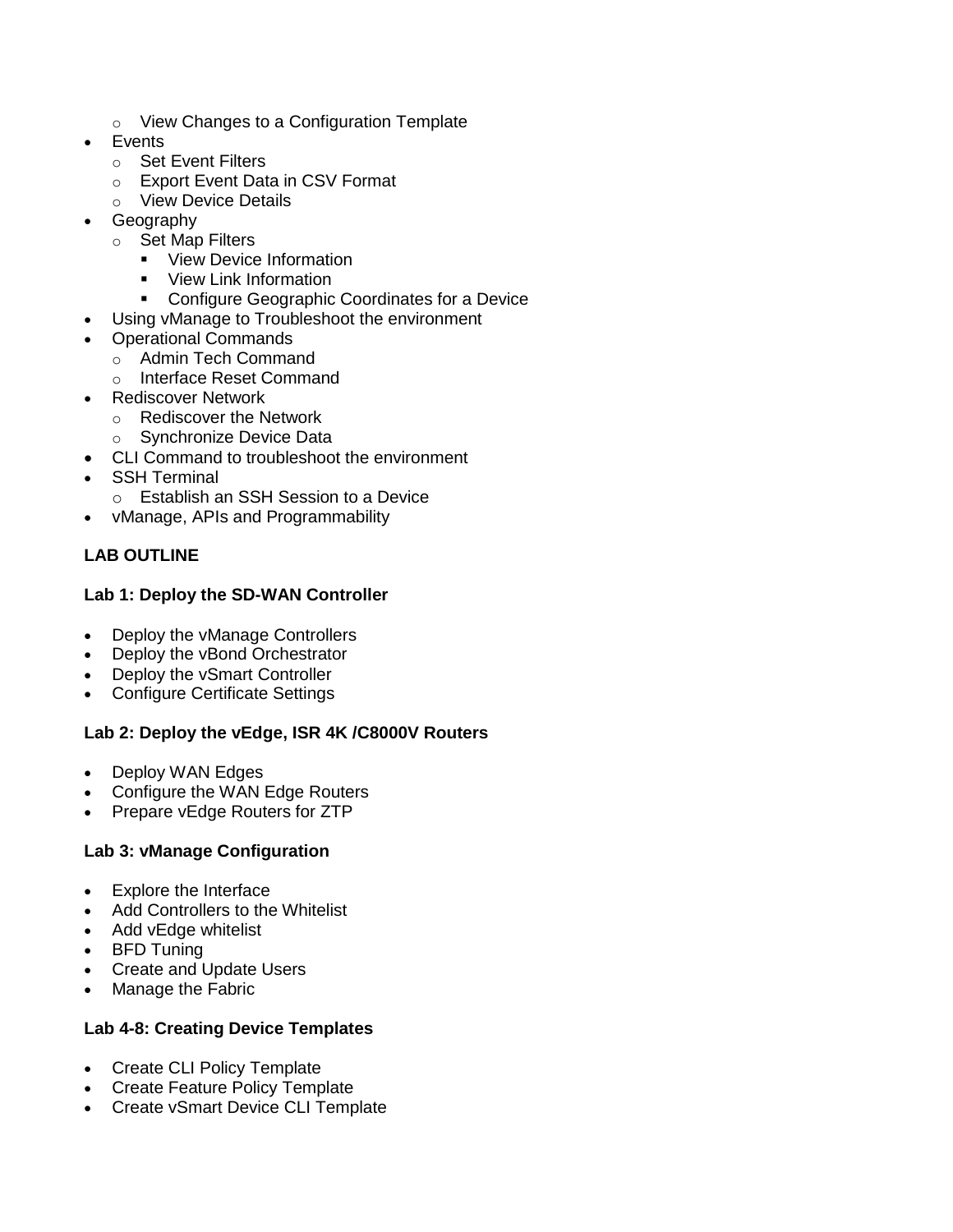- View Changes to a Configuration Template
- Events
  - Set Event Filters
  - Export Event Data in CSV Format
  - View Device Details
- Geography
  - Set Map Filters
    - View Device Information
    - View Link Information
    - Configure Geographic Coordinates for a Device
- Using vManage to Troubleshoot the environment
- Operational Commands
  - Admin Tech Command
  - Interface Reset Command
- Rediscover Network
  - Rediscover the Network
  - Synchronize Device Data
- CLI Command to troubleshoot the environment
- SSH Terminal
  - Establish an SSH Session to a Device
- vManage, APIs and Programmability

**LAB OUTLINE**

**Lab 1: Deploy the SD-WAN Controller**

- Deploy the vManage Controllers
- Deploy the vBond Orchestrator
- Deploy the vSmart Controller
- Configure Certificate Settings

**Lab 2: Deploy the vEdge, ISR 4K /C8000V Routers**

- Deploy WAN Edges
- Configure the WAN Edge Routers
- Prepare vEdge Routers for ZTP

**Lab 3: vManage Configuration**

- Explore the Interface
- Add Controllers to the Whitelist
- Add vEdge whitelist
- BFD Tuning
- Create and Update Users
- Manage the Fabric

**Lab 4-8: Creating Device Templates**

- Create CLI Policy Template
- Create Feature Policy Template
- Create vSmart Device CLI Template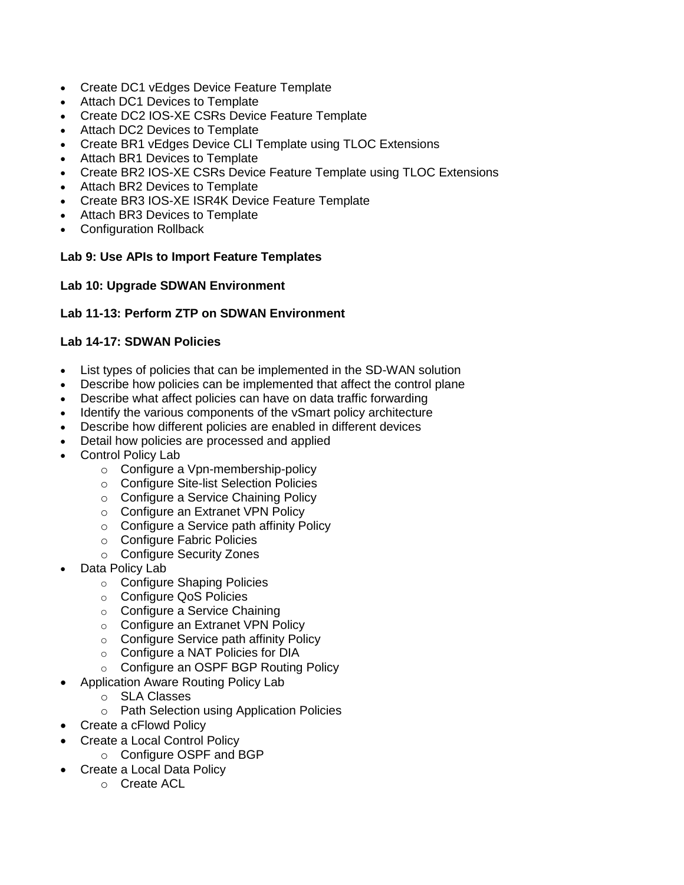- Create DC1 vEdges Device Feature Template
- Attach DC1 Devices to Template
- Create DC2 IOS-XE CSRs Device Feature Template
- Attach DC2 Devices to Template
- Create BR1 vEdges Device CLI Template using TLOC Extensions
- Attach BR1 Devices to Template
- Create BR2 IOS-XE CSRs Device Feature Template using TLOC Extensions
- Attach BR2 Devices to Template
- Create BR3 IOS-XE ISR4K Device Feature Template
- Attach BR3 Devices to Template
- Configuration Rollback

**Lab 9: Use APIs to Import Feature Templates**

**Lab 10: Upgrade SDWAN Environment**

**Lab 11-13: Perform ZTP on SDWAN Environment**

**Lab 14-17: SDWAN Policies**

- List types of policies that can be implemented in the SD-WAN solution
- Describe how policies can be implemented that affect the control plane
- Describe what affect policies can have on data traffic forwarding
- Identify the various components of the vSmart policy architecture
- Describe how different policies are enabled in different devices
- Detail how policies are processed and applied
- Control Policy Lab
    - Configure a Vpn-membership-policy
    - Configure Site-list Selection Policies
    - Configure a Service Chaining Policy
    - Configure an Extranet VPN Policy
    - Configure a Service path affinity Policy
    - Configure Fabric Policies
    - Configure Security Zones
- Data Policy Lab
    - Configure Shaping Policies
    - Configure QoS Policies
    - Configure a Service Chaining
    - Configure an Extranet VPN Policy
    - Configure Service path affinity Policy
    - Configure a NAT Policies for DIA
    - Configure an OSPF BGP Routing Policy
- Application Aware Routing Policy Lab
    - SLA Classes
    - Path Selection using Application Policies
- Create a cFlowd Policy
- Create a Local Control Policy
    - Configure OSPF and BGP
- Create a Local Data Policy
    - Create ACL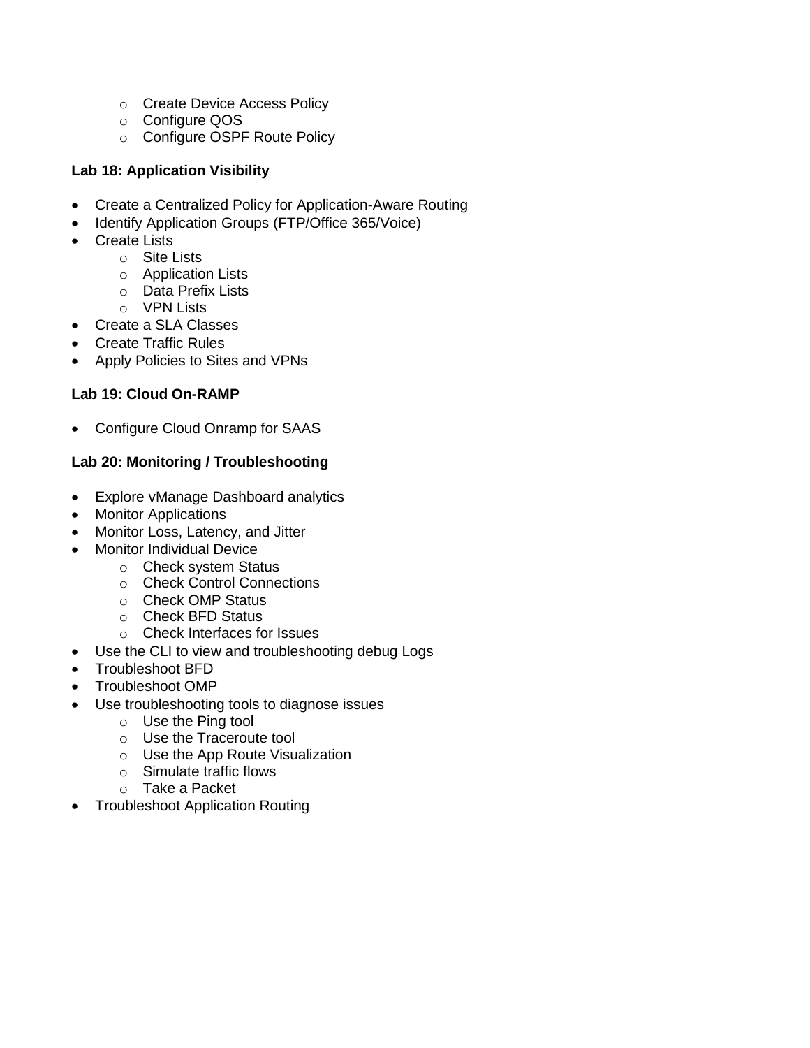- Create Device Access Policy
  - Configure QOS
  - Configure OSPF Route Policy

**Lab 18: Application Visibility**

- Create a Centralized Policy for Application-Aware Routing
- Identify Application Groups (FTP/Office 365/Voice)
- Create Lists
  - Site Lists
  - Application Lists
  - Data Prefix Lists
  - VPN Lists
- Create a SLA Classes
- Create Traffic Rules
- Apply Policies to Sites and VPNs

**Lab 19: Cloud On-RAMP**

- Configure Cloud Onramp for SAAS

**Lab 20: Monitoring / Troubleshooting**

- Explore vManage Dashboard analytics
- Monitor Applications
- Monitor Loss, Latency, and Jitter
- Monitor Individual Device
  - Check system Status
  - Check Control Connections
  - Check OMP Status
  - Check BFD Status
  - Check Interfaces for Issues
- Use the CLI to view and troubleshooting debug Logs
- Troubleshoot BFD
- Troubleshoot OMP
- Use troubleshooting tools to diagnose issues
  - Use the Ping tool
  - Use the Traceroute tool
  - Use the App Route Visualization
  - Simulate traffic flows
  - Take a Packet
- Troubleshoot Application Routing